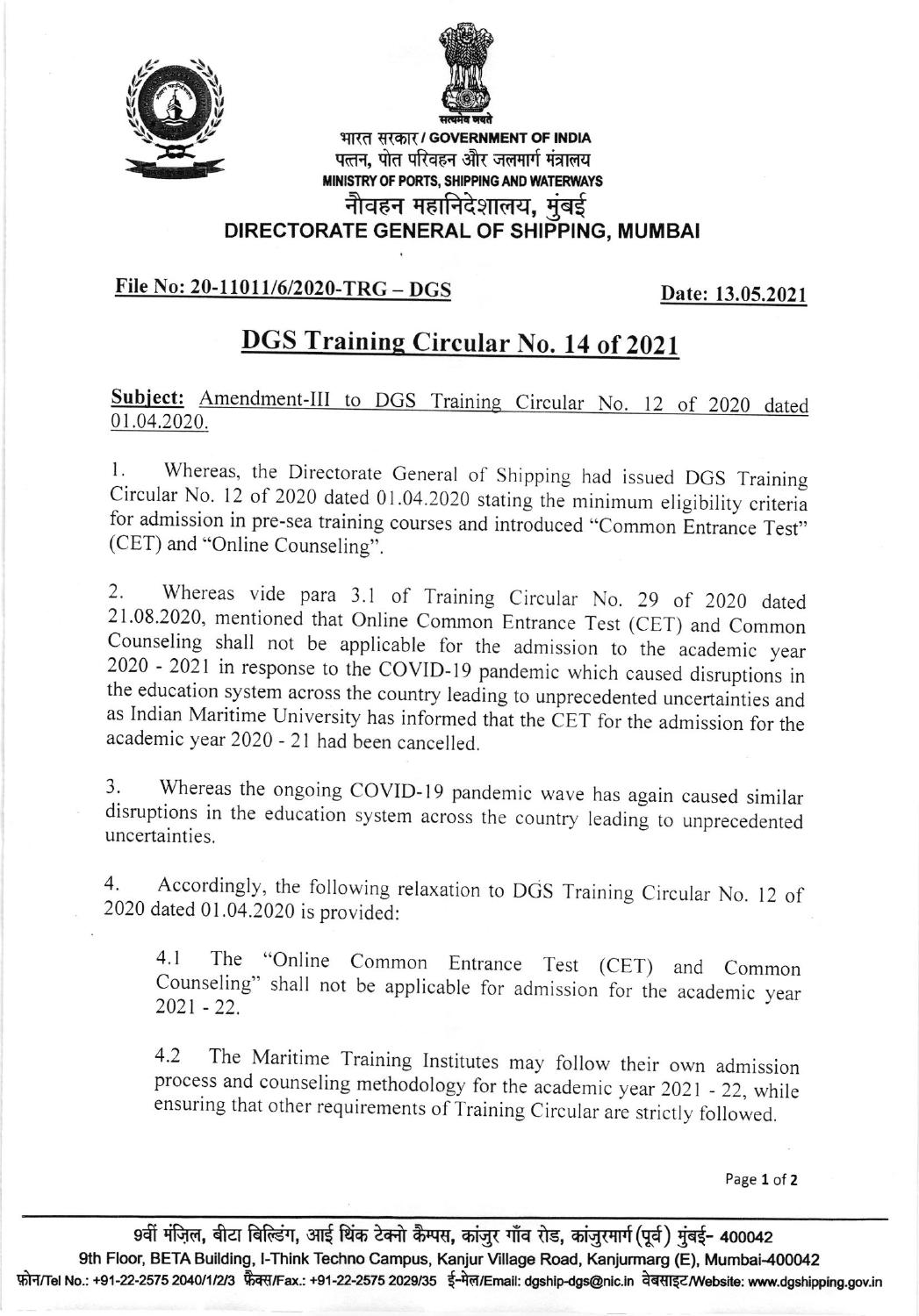भारत सरकार / GOVERNMENT OF INDIA

पत्तन, पोत परिवहन और जलमार्ग मंत्रालय

MINISTRY OF PORTS, SHIPPING AND WATERWAYS

नौवहन महानिदेशालय, मुंबई

**DIRECTORATE GENERAL OF SHIPPING, MUMBAI**

**File No: 20-11011/6/2020-TRG – DGS** **Date: 13.05.2021**

# DGS Training Circular No. 14 of 2021

**Subject:** Amendment-III to DGS Training Circular No. 12 of 2020 dated 01.04.2020.

1. Whereas, the Directorate General of Shipping had issued DGS Training Circular No. 12 of 2020 dated 01.04.2020 stating the minimum eligibility criteria for admission in pre-sea training courses and introduced "Common Entrance Test" (CET) and "Online Counseling".

2. Whereas vide para 3.1 of Training Circular No. 29 of 2020 dated 21.08.2020, mentioned that Online Common Entrance Test (CET) and Common Counseling shall not be applicable for the admission to the academic year 2020 - 2021 in response to the COVID-19 pandemic which caused disruptions in the education system across the country leading to unprecedented uncertainties and as Indian Maritime University has informed that the CET for the admission for the academic year 2020 - 21 had been cancelled.

3. Whereas the ongoing COVID-19 pandemic wave has again caused similar disruptions in the education system across the country leading to unprecedented uncertainties.

4. Accordingly, the following relaxation to DGS Training Circular No. 12 of 2020 dated 01.04.2020 is provided:

   4.1 The "Online Common Entrance Test (CET) and Common Counseling" shall not be applicable for admission for the academic year 2021 - 22.

   4.2 The Maritime Training Institutes may follow their own admission process and counseling methodology for the academic year 2021 - 22, while ensuring that other requirements of Training Circular are strictly followed.

9वीं मंज़िल, बीटा बिल्डिंग, आई थिंक टेक्नो कैम्पस, कांजुर गाँव रोड, कांजुरमार्ग (पूर्व) मुंबई- 400042

9th Floor, BETA Building, I-Think Techno Campus, Kanjur Village Road, Kanjurmarg (E), Mumbai-400042

फ़ोन/Tel No.: +91-22-2575 2040/1/2/3 फ़ैक्स/Fax.: +91-22-2575 2029/35 ई-मेल/Email: dgship-dgs@nic.in वेबसाइट/Website: www.dgshipping.gov.in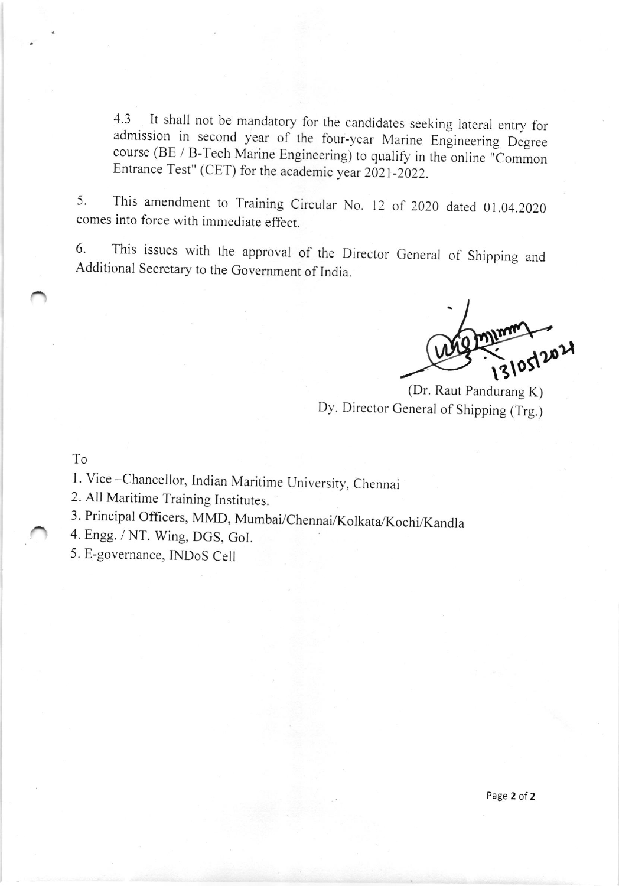4.3 It shall not be mandatory for the candidates seeking lateral entry for admission in second year of the four-year Marine Engineering Degree course (BE / B-Tech Marine Engineering) to qualify in the online "Common Entrance Test" (CET) for the academic year 2021-2022.

5. This amendment to Training Circular No. 12 of 2020 dated 01.04.2020 comes into force with immediate effect.

6. This issues with the approval of the Director General of Shipping and Additional Secretary to the Government of India.

13/05/2021

(Dr. Raut Pandurang K)
Dy. Director General of Shipping (Trg.)

To

1. Vice –Chancellor, Indian Maritime University, Chennai
2. All Maritime Training Institutes.
3. Principal Officers, MMD, Mumbai/Chennai/Kolkata/Kochi/Kandla
4. Engg. / NT. Wing, DGS, GoI.
5. E-governance, INDoS Cell